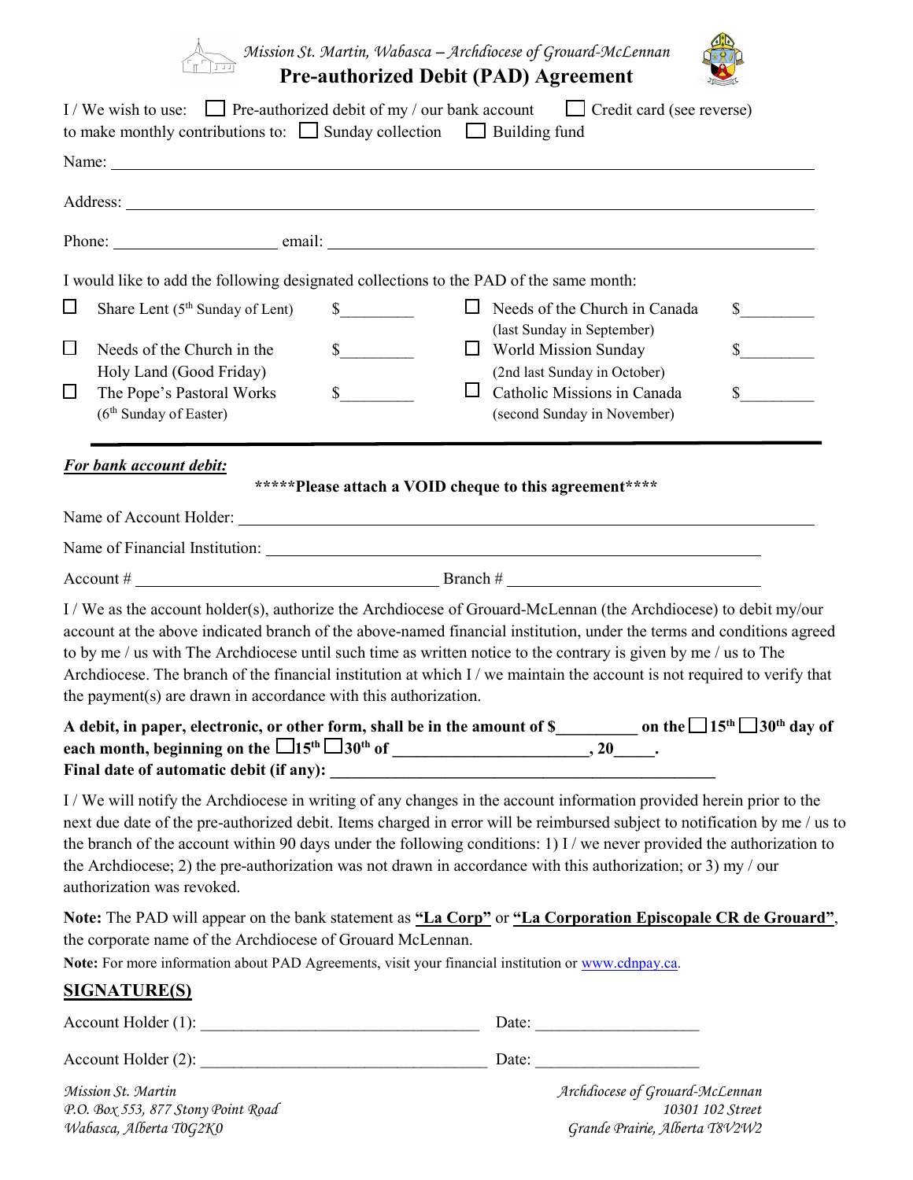*Mission St. Martin, Wabasca – Archdiocese of Grouard-McLennan*

# Pre-authorized Debit (PAD) Agreement

I / We wish to use: ☐ Pre-authorized debit of my / our bank account ☐ Credit card (see reverse)
to make monthly contributions to: ☐ Sunday collection ☐ Building fund

Name: ____________________________________________

Address: ____________________________________________

Phone: ____________________ email: ____________________________________________

I would like to add the following designated collections to the PAD of the same month:

| | | | | | |
|---|---|---|---|---|---|
| ☐ | Share Lent (5th Sunday of Lent) | $_________ | ☐ | Needs of the Church in Canada (last Sunday in September) | $_________ |
| ☐ | Needs of the Church in the Holy Land (Good Friday) | $_________ | ☐ | World Mission Sunday (2nd last Sunday in October) | $_________ |
| ☐ | The Pope's Pastoral Works (6th Sunday of Easter) | $_________ | ☐ | Catholic Missions in Canada (second Sunday in November) | $_________ |

***For bank account debit:***

**\*\*\*\*\*Please attach a VOID cheque to this agreement\*\*\*\***

Name of Account Holder: ____________________________________________

Name of Financial Institution: ____________________________________________

Account # ______________________________ Branch # ______________________________

I / We as the account holder(s), authorize the Archdiocese of Grouard-McLennan (the Archdiocese) to debit my/our account at the above indicated branch of the above-named financial institution, under the terms and conditions agreed to by me / us with The Archdiocese until such time as written notice to the contrary is given by me / us to The Archdiocese. The branch of the financial institution at which I / we maintain the account is not required to verify that the payment(s) are drawn in accordance with this authorization.

**A debit, in paper, electronic, or other form, shall be in the amount of $__________ on the ☐15th ☐30th day of each month, beginning on the ☐15th ☐30th of _______________________, 20_____.**
**Final date of automatic debit (if any): ______________________________________________**

I / We will notify the Archdiocese in writing of any changes in the account information provided herein prior to the next due date of the pre-authorized debit. Items charged in error will be reimbursed subject to notification by me / us to the branch of the account within 90 days under the following conditions: 1) I / we never provided the authorization to the Archdiocese; 2) the pre-authorization was not drawn in accordance with this authorization; or 3) my / our authorization was revoked.

**Note:** The PAD will appear on the bank statement as **"La Corp"** or **"La Corporation Episcopale CR de Grouard"**, the corporate name of the Archdiocese of Grouard McLennan.

**Note:** For more information about PAD Agreements, visit your financial institution or www.cdnpay.ca.

## SIGNATURE(S)

Account Holder (1): ___________________________________ Date: ____________________

Account Holder (2): ___________________________________ Date: ____________________

*Mission St. Martin*
*P.O. Box 553, 877 Stony Point Road*
*Wabasca, Alberta T0G2K0*

*Archdiocese of Grouard-McLennan*
*10301 102 Street*
*Grande Prairie, Alberta T8V2W2*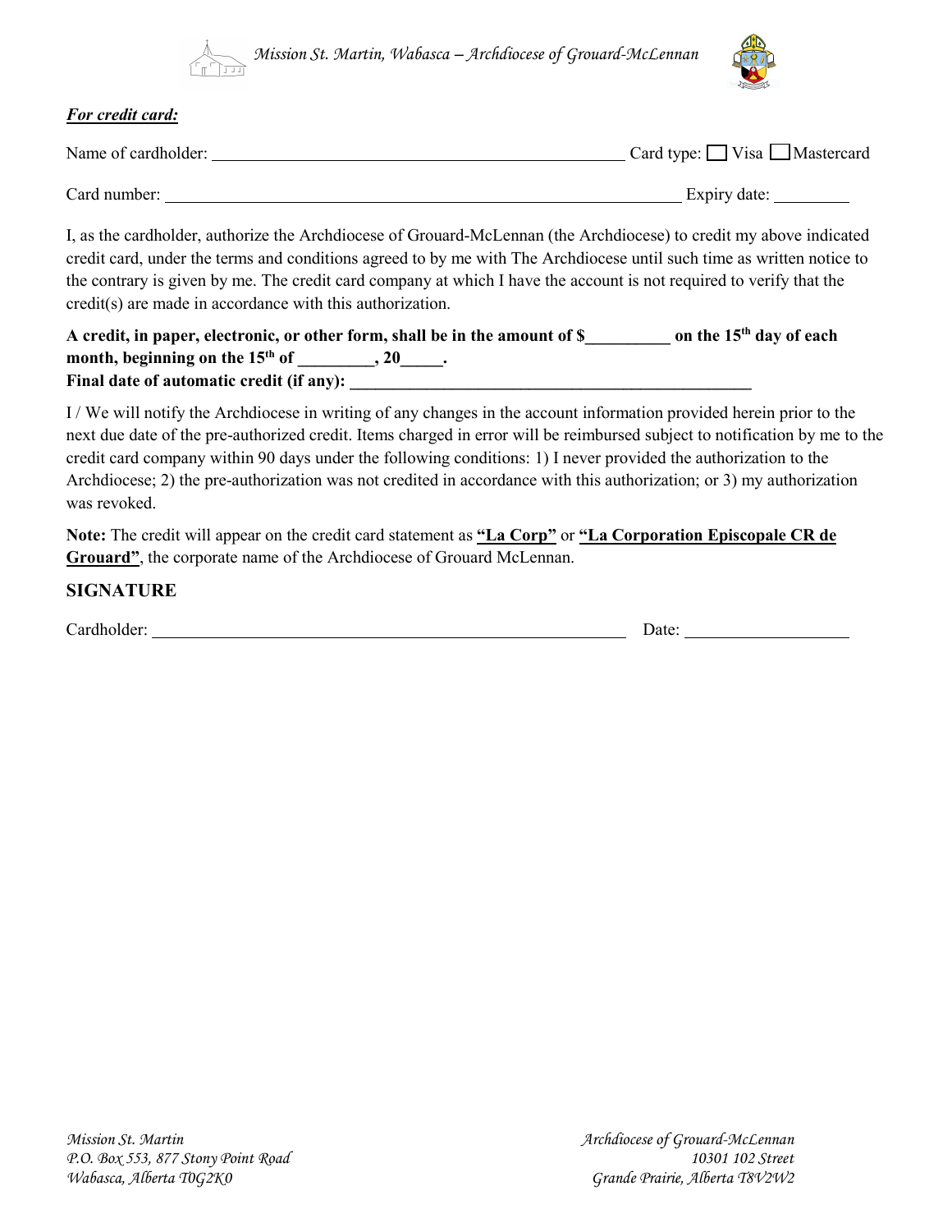***For credit card:***

Name of cardholder: \_\_\_\_\_\_\_\_\_\_\_\_\_\_\_\_\_\_\_\_\_\_\_\_\_\_\_\_\_\_\_\_\_\_\_\_\_\_\_\_\_\_\_\_\_\_\_\_ Card type: ☐ Visa ☐ Mastercard

Card number: \_\_\_\_\_\_\_\_\_\_\_\_\_\_\_\_\_\_\_\_\_\_\_\_\_\_\_\_\_\_\_\_\_\_\_\_\_\_\_\_\_\_\_\_\_\_\_\_\_\_\_\_\_\_\_\_\_\_\_\_\_\_ Expiry date: \_\_\_\_\_\_\_\_\_

I, as the cardholder, authorize the Archdiocese of Grouard-McLennan (the Archdiocese) to credit my above indicated credit card, under the terms and conditions agreed to by me with The Archdiocese until such time as written notice to the contrary is given by me. The credit card company at which I have the account is not required to verify that the credit(s) are made in accordance with this authorization.

**A credit, in paper, electronic, or other form, shall be in the amount of $\_\_\_\_\_\_\_\_\_\_ on the 15th day of each month, beginning on the 15th of \_\_\_\_\_\_\_\_\_, 20\_\_\_\_\_.**
**Final date of automatic credit (if any): \_\_\_\_\_\_\_\_\_\_\_\_\_\_\_\_\_\_\_\_\_\_\_\_\_\_\_\_\_\_\_\_\_\_\_\_\_\_\_\_\_\_\_\_\_\_\_\_\_\_**

I / We will notify the Archdiocese in writing of any changes in the account information provided herein prior to the next due date of the pre-authorized credit. Items charged in error will be reimbursed subject to notification by me to the credit card company within 90 days under the following conditions: 1) I never provided the authorization to the Archdiocese; 2) the pre-authorization was not credited in accordance with this authorization; or 3) my authorization was revoked.

**Note:** The credit will appear on the credit card statement as **"La Corp"** or **"La Corporation Episcopale CR de Grouard"**, the corporate name of the Archdiocese of Grouard McLennan.

## SIGNATURE

Cardholder: \_\_\_\_\_\_\_\_\_\_\_\_\_\_\_\_\_\_\_\_\_\_\_\_\_\_\_\_\_\_\_\_\_\_\_\_\_\_\_\_\_\_\_\_\_\_\_\_\_\_\_\_\_\_\_\_\_\_ Date: \_\_\_\_\_\_\_\_\_\_\_\_\_\_\_\_\_\_\_\_

*Mission St. Martin*
*P.O. Box 553, 877 Stony Point Road*
*Wabasca, Alberta T0G2K0*

*Archdiocese of Grouard-McLennan*
*10301 102 Street*
*Grande Prairie, Alberta T8V2W2*